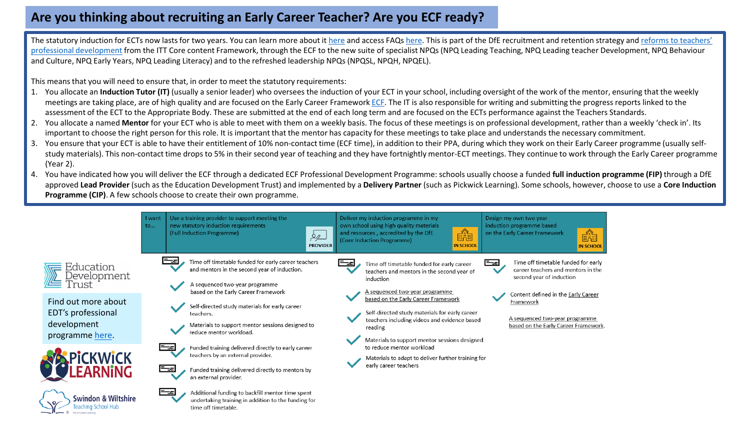# Are you thinking about recruiting an Early Career Teacher? Are you ECF ready?

The statutory induction for ECTs now lasts for two years. You can learn more about it here and access FAQs here. This is part of the DfE recruitment and retention strategy and reforms to teachers' professional development from the ITT Core content Framework, through the ECF to the new suite of specialist NPQs (NPQ Leading Teaching, NPQ Leading teacher Development, NPQ Behaviour and Culture, NPQ Early Years, NPQ Leading Literacy) and to the refreshed leadership NPQs (NPQSL, NPQH, NPQEL).

This means that you will need to ensure that, in order to meet the statutory requirements:

1. You allocate an **Induction Tutor (IT)** (usually a senior leader) who oversees the induction of your ECT in your school, including oversight of the work of the mentor, ensuring that the weekly meetings are taking place, are of high quality and are focused on the Early Career Framework ECF. The IT is also responsible for writing and submitting the progress reports linked to the assessment of the ECT to the Appropriate Body. These are submitted at the end of each long term and are focused on the ECTs performance against the Teachers Standards.
2. You allocate a named **Mentor** for your ECT who is able to meet with them on a weekly basis. The focus of these meetings is on professional development, rather than a weekly 'check in'. Its important to choose the right person for this role. It is important that the mentor has capacity for these meetings to take place and understands the necessary commitment.
3. You ensure that your ECT is able to have their entitlement of 10% non-contact time (ECF time), in addition to their PPA, during which they work on their Early Career programme (usually self-study materials). This non-contact time drops to 5% in their second year of teaching and they have fortnightly mentor-ECT meetings. They continue to work through the Early Career programme (Year 2).
4. You have indicated how you will deliver the ECF through a dedicated ECF Professional Development Programme: schools usually choose a funded **full induction programme (FIP)** through a DfE approved **Lead Provider** (such as the Education Development Trust) and implemented by a **Delivery Partner** (such as Pickwick Learning). Some schools, however, choose to use a **Core Induction Programme (CIP)**. A few schools choose to create their own programme.

| I want to... | Use a training provider to support meeting the new statutory induction requirements (Full Induction Programme) PROVIDER | Deliver my induction programme in my own school using high quality materials and resources, accredited by the DfE (Core Induction Programme) IN SCHOOL | Design my own two year induction programme based on the Early Career Framework IN SCHOOL |
|---|---|---|---|
| | Time off timetable funded for early career teachers and mentors in the second year of induction. | Time off timetable funded for early career teachers and mentors in the second year of induction | Time off timetable funded for early career teachers and mentors in the second year of induction |
| | A sequenced two-year programme based on the Early Career Framework | A sequenced two-year programme based on the Early Career Framework | Content defined in the Early Career Framework |
| | Self-directed study materials for early career teachers. | Self-directed study materials for early career teachers including videos and evidence based reading | A sequenced two-year programme based on the Early Career Framework. |
| | Materials to support mentor sessions designed to reduce mentor workload. | Materials to support mentor sessions designed to reduce mentor workload | |
| | Funded training delivered directly to early career teachers by an external provider. | Materials to adapt to deliver further training for early career teachers | |
| | Funded training delivered directly to mentors by an external provider. | | |
| | Additional funding to backfill mentor time spent undertaking training in addition to the funding for time off timetable. | | |

Education Development Trust

Find out more about EDT's professional development programme here.

Pickwick Learning

Swindon & Wiltshire Teaching School Hub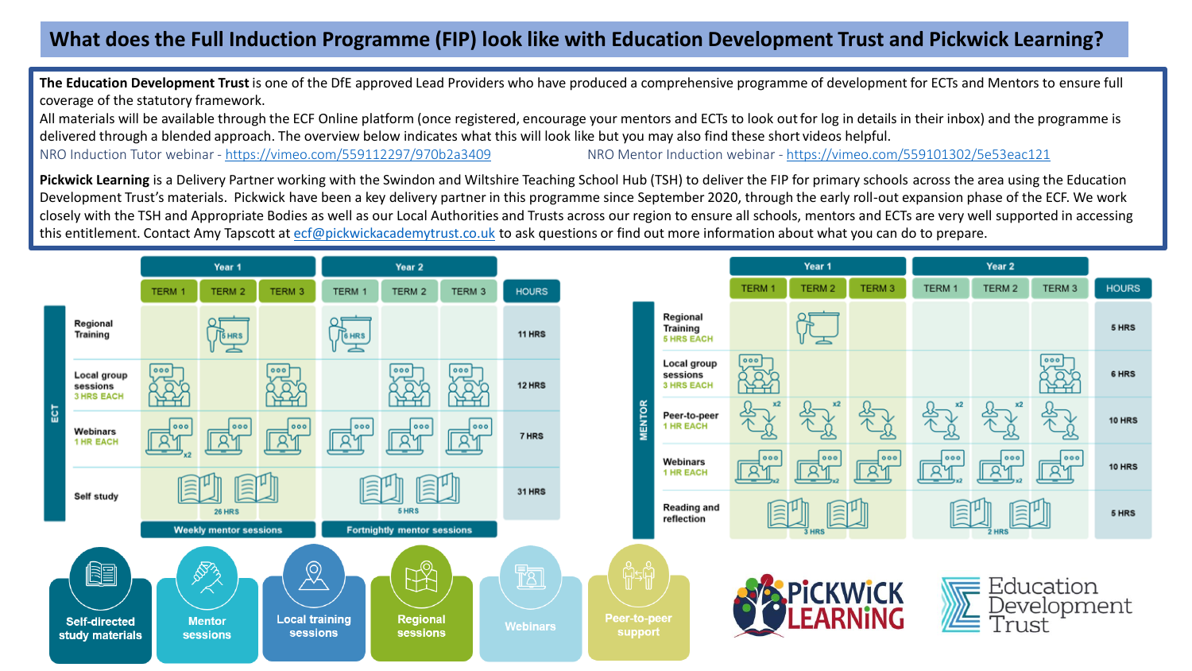# What does the Full Induction Programme (FIP) look like with Education Development Trust and Pickwick Learning?

**The Education Development Trust** is one of the DfE approved Lead Providers who have produced a comprehensive programme of development for ECTs and Mentors to ensure full coverage of the statutory framework.

All materials will be available through the ECF Online platform (once registered, encourage your mentors and ECTs to look out for log in details in their inbox) and the programme is delivered through a blended approach. The overview below indicates what this will look like but you may also find these short videos helpful.

NRO Induction Tutor webinar - https://vimeo.com/559112297/970b2a3409    NRO Mentor Induction webinar - https://vimeo.com/559101302/5e53eac121

**Pickwick Learning** is a Delivery Partner working with the Swindon and Wiltshire Teaching School Hub (TSH) to deliver the FIP for primary schools across the area using the Education Development Trust's materials. Pickwick have been a key delivery partner in this programme since September 2020, through the early roll-out expansion phase of the ECF. We work closely with the TSH and Appropriate Bodies as well as our Local Authorities and Trusts across our region to ensure all schools, mentors and ECTs are very well supported in accessing this entitlement. Contact Amy Tapscott at ecf@pickwickacademytrust.co.uk to ask questions or find out more information about what you can do to prepare.

## ECT

| | Year 1 | | | Year 2 | | | |
|---|---|---|---|---|---|---|---|
| | TERM 1 | TERM 2 | TERM 3 | TERM 1 | TERM 2 | TERM 3 | HOURS |
| Regional Training | | 6 HRS | | 6 HRS | | | 11 HRS |
| Local group sessions 3 HRS EACH | ✓ | | ✓ | | ✓ | ✓ | 12 HRS |
| Webinars 1 HR EACH | x2 | ✓ | ✓ | ✓ | ✓ | ✓ | 7 HRS |
| Self study | 26 HRS | | | 5 HRS | | | 31 HRS |
| | Weekly mentor sessions | | | Fortnightly mentor sessions | | | |

## MENTOR

| | Year 1 | | | Year 2 | | | |
|---|---|---|---|---|---|---|---|
| | TERM 1 | TERM 2 | TERM 3 | TERM 1 | TERM 2 | TERM 3 | HOURS |
| Regional Training 5 HRS EACH | | ✓ | | | | | 5 HRS |
| Local group sessions 3 HRS EACH | ✓ | | | | | ✓ | 6 HRS |
| Peer-to-peer 1 HR EACH | x2 | x2 | ✓ | x2 | x2 | ✓ | 10 HRS |
| Webinars 1 HR EACH | x2 | x2 | ✓ | x2 | x2 | ✓ | 10 HRS |
| Reading and reflection | 3 HRS | | | 2 HRS | | | 5 HRS |

- Self-directed study materials
- Mentor sessions
- Local training sessions
- Regional sessions
- Webinars
- Peer-to-peer support

Pickwick Learning — Education Development Trust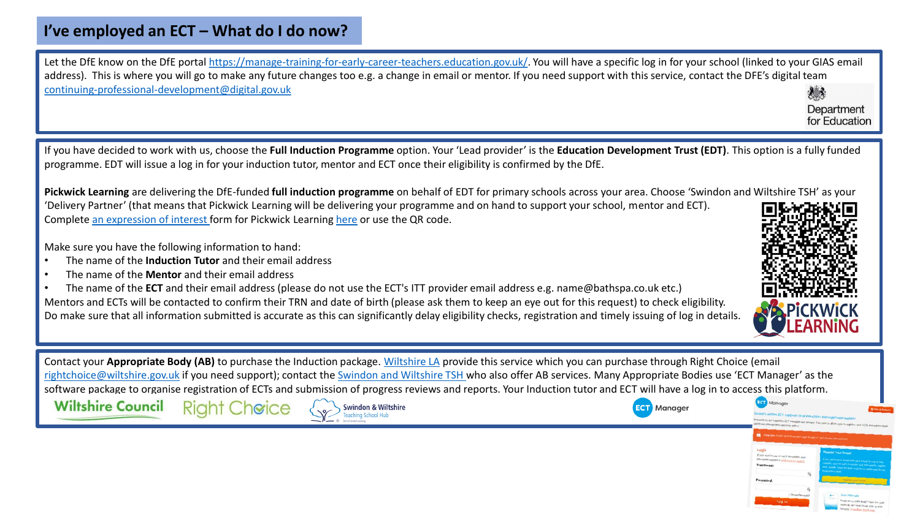# I've employed an ECT – What do I do now?

Let the DfE know on the DfE portal https://manage-training-for-early-career-teachers.education.gov.uk/. You will have a specific log in for your school (linked to your GIAS email address). This is where you will go to make any future changes too e.g. a change in email or mentor. If you need support with this service, contact the DFE's digital team continuing-professional-development@digital.gov.uk

Department for Education

If you have decided to work with us, choose the **Full Induction Programme** option. Your 'Lead provider' is the **Education Development Trust (EDT)**. This option is a fully funded programme. EDT will issue a log in for your induction tutor, mentor and ECT once their eligibility is confirmed by the DfE.

**Pickwick Learning** are delivering the DfE-funded **full induction programme** on behalf of EDT for primary schools across your area. Choose 'Swindon and Wiltshire TSH' as your 'Delivery Partner' (that means that Pickwick Learning will be delivering your programme and on hand to support your school, mentor and ECT). Complete an expression of interest form for Pickwick Learning here or use the QR code.

Make sure you have the following information to hand:

- The name of the **Induction Tutor** and their email address
- The name of the **Mentor** and their email address
- The name of the **ECT** and their email address (please do not use the ECT's ITT provider email address e.g. name@bathspa.co.uk etc.)

Mentors and ECTs will be contacted to confirm their TRN and date of birth (please ask them to keep an eye out for this request) to check eligibility. Do make sure that all information submitted is accurate as this can significantly delay eligibility checks, registration and timely issuing of log in details.

PICKWICK LEARNING

Contact your **Appropriate Body (AB)** to purchase the Induction package. Wiltshire LA provide this service which you can purchase through Right Choice (email rightchoice@wiltshire.gov.uk if you need support); contact the Swindon and Wiltshire TSH who also offer AB services. Many Appropriate Bodies use 'ECT Manager' as the software package to organise registration of ECTs and submission of progress reviews and reports. Your Induction tutor and ECT will have a log in to access this platform.

Wiltshire Council Right Choice Swindon & Wiltshire Teaching School Hub ECT Manager